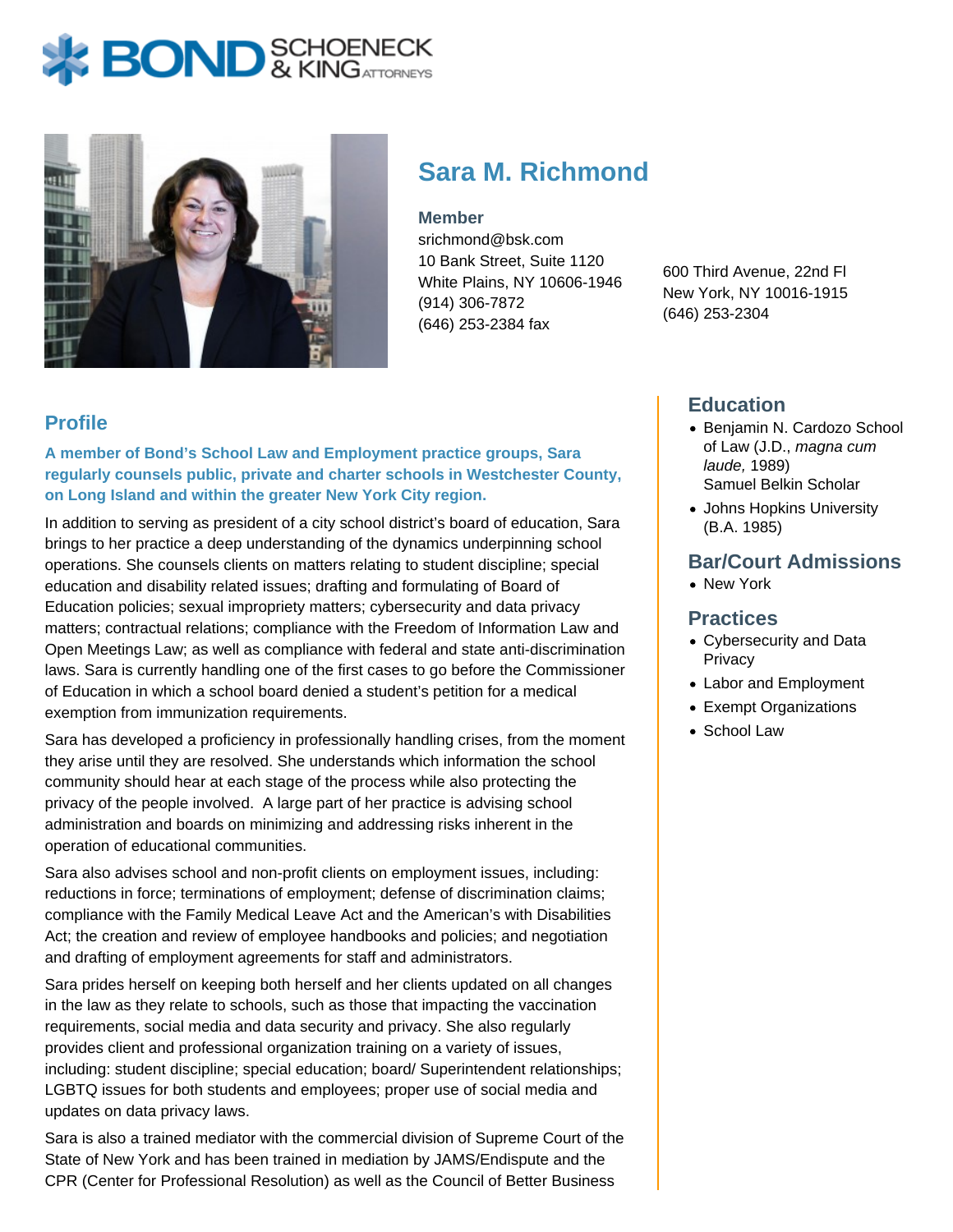BOND SCHOENECK & KING ATTORNEYS

# Sara M. Richmond

**Member**
srichmond@bsk.com
10 Bank Street, Suite 1120
White Plains, NY 10606-1946
(914) 306-7872
(646) 253-2384 fax

600 Third Avenue, 22nd Fl
New York, NY 10016-1915
(646) 253-2304

## Profile

**A member of Bond's School Law and Employment practice groups, Sara regularly counsels public, private and charter schools in Westchester County, on Long Island and within the greater New York City region.**

In addition to serving as president of a city school district's board of education, Sara brings to her practice a deep understanding of the dynamics underpinning school operations. She counsels clients on matters relating to student discipline; special education and disability related issues; drafting and formulating of Board of Education policies; sexual impropriety matters; cybersecurity and data privacy matters; contractual relations; compliance with the Freedom of Information Law and Open Meetings Law; as well as compliance with federal and state anti-discrimination laws. Sara is currently handling one of the first cases to go before the Commissioner of Education in which a school board denied a student's petition for a medical exemption from immunization requirements.

Sara has developed a proficiency in professionally handling crises, from the moment they arise until they are resolved. She understands which information the school community should hear at each stage of the process while also protecting the privacy of the people involved. A large part of her practice is advising school administration and boards on minimizing and addressing risks inherent in the operation of educational communities.

Sara also advises school and non-profit clients on employment issues, including: reductions in force; terminations of employment; defense of discrimination claims; compliance with the Family Medical Leave Act and the American's with Disabilities Act; the creation and review of employee handbooks and policies; and negotiation and drafting of employment agreements for staff and administrators.

Sara prides herself on keeping both herself and her clients updated on all changes in the law as they relate to schools, such as those that impacting the vaccination requirements, social media and data security and privacy. She also regularly provides client and professional organization training on a variety of issues, including: student discipline; special education; board/ Superintendent relationships; LGBTQ issues for both students and employees; proper use of social media and updates on data privacy laws.

Sara is also a trained mediator with the commercial division of Supreme Court of the State of New York and has been trained in mediation by JAMS/Endispute and the CPR (Center for Professional Resolution) as well as the Council of Better Business

## Education

- Benjamin N. Cardozo School of Law (J.D., *magna cum laude,* 1989)
  Samuel Belkin Scholar
- Johns Hopkins University (B.A. 1985)

## Bar/Court Admissions

- New York

## Practices

- Cybersecurity and Data Privacy
- Labor and Employment
- Exempt Organizations
- School Law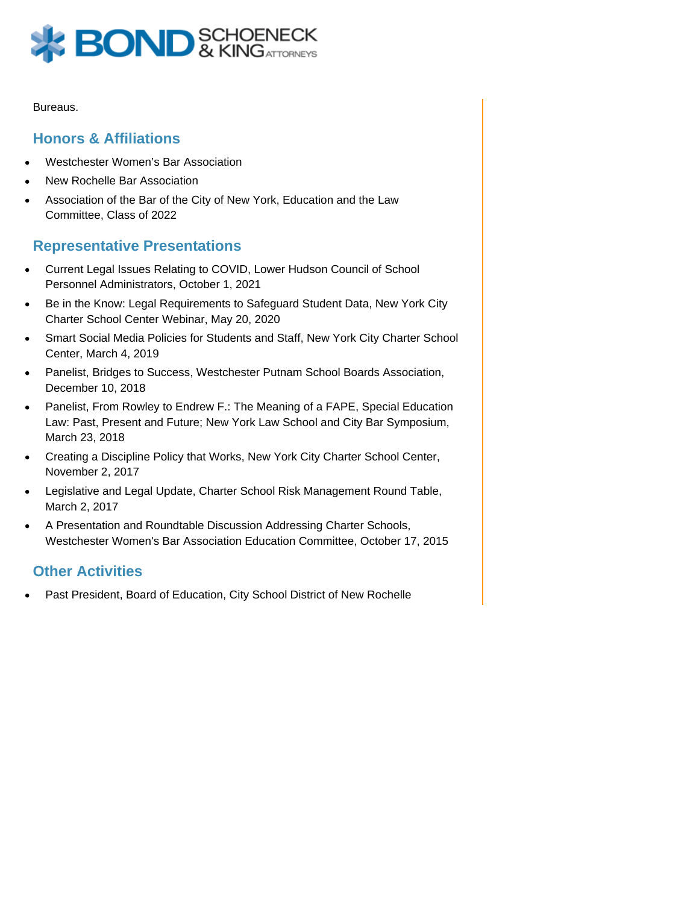Bureaus.

## Honors & Affiliations

- Westchester Women's Bar Association
- New Rochelle Bar Association
- Association of the Bar of the City of New York, Education and the Law Committee, Class of 2022

## Representative Presentations

- Current Legal Issues Relating to COVID, Lower Hudson Council of School Personnel Administrators, October 1, 2021
- Be in the Know: Legal Requirements to Safeguard Student Data, New York City Charter School Center Webinar, May 20, 2020
- Smart Social Media Policies for Students and Staff, New York City Charter School Center, March 4, 2019
- Panelist, Bridges to Success, Westchester Putnam School Boards Association, December 10, 2018
- Panelist, From Rowley to Endrew F.: The Meaning of a FAPE, Special Education Law: Past, Present and Future; New York Law School and City Bar Symposium, March 23, 2018
- Creating a Discipline Policy that Works, New York City Charter School Center, November 2, 2017
- Legislative and Legal Update, Charter School Risk Management Round Table, March 2, 2017
- A Presentation and Roundtable Discussion Addressing Charter Schools, Westchester Women's Bar Association Education Committee, October 17, 2015

## Other Activities

- Past President, Board of Education, City School District of New Rochelle